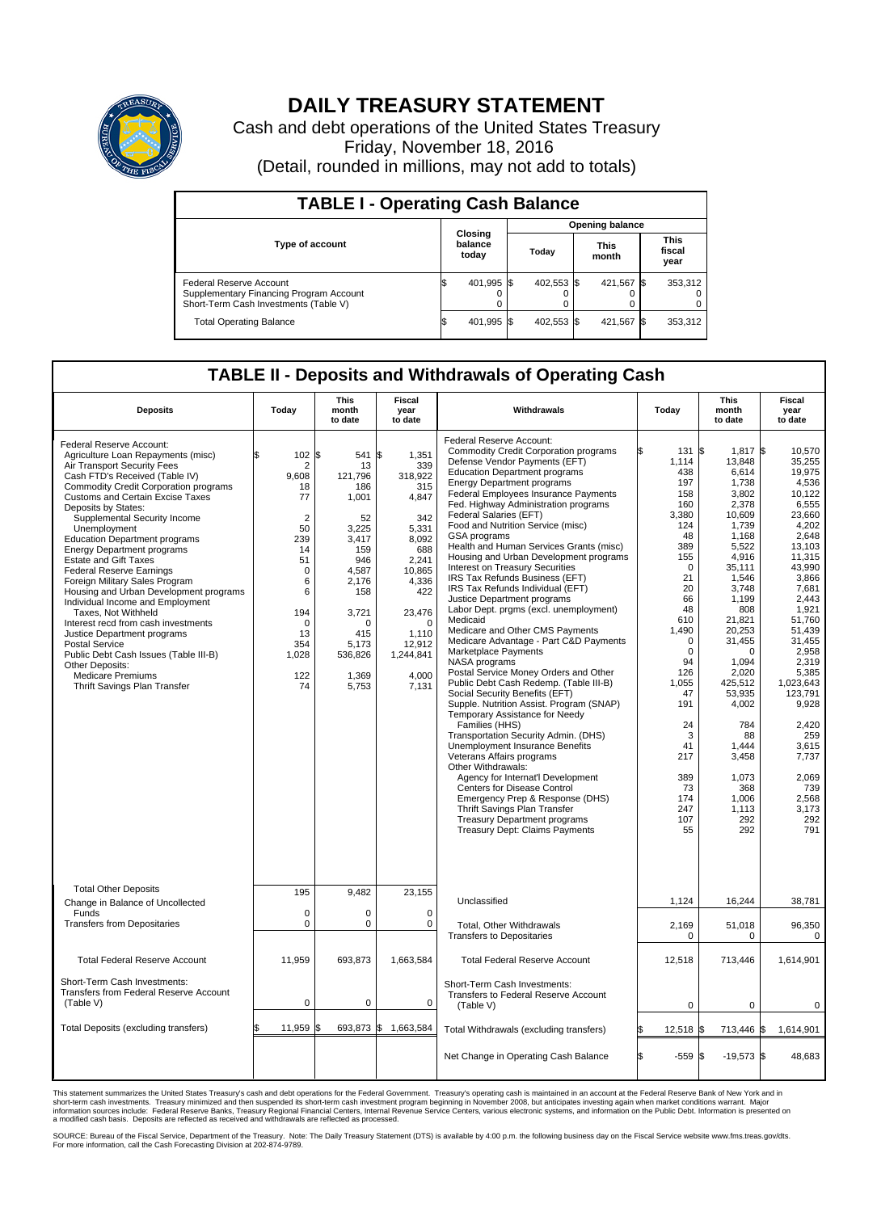# DAILY TREASURY STATEMENT

Cash and debt operations of the United States Treasury
Friday, November 18, 2016
(Detail, rounded in millions, may not add to totals)

## TABLE I - Operating Cash Balance

| Type of account | Closing balance today | Opening balance Today | Opening balance This month | Opening balance This fiscal year |
|---|---|---|---|---|
| Federal Reserve Account | $ 401,995 | $ 402,553 | $ 421,567 | $ 353,312 |
| Supplementary Financing Program Account | 0 | 0 | 0 | 0 |
| Short-Term Cash Investments (Table V) | 0 | 0 | 0 | 0 |
| Total Operating Balance | $ 401,995 | $ 402,553 | $ 421,567 | $ 353,312 |

## TABLE II - Deposits and Withdrawals of Operating Cash

| Deposits | Today | This month to date | Fiscal year to date |
|---|---|---|---|
| Federal Reserve Account: | | | |
| Agriculture Loan Repayments (misc) | $ 102 | $ 541 | $ 1,351 |
| Air Transport Security Fees | 2 | 13 | 339 |
| Cash FTD's Received (Table IV) | 9,608 | 121,796 | 318,922 |
| Commodity Credit Corporation programs | 18 | 186 | 315 |
| Customs and Certain Excise Taxes | 77 | 1,001 | 4,847 |
| Deposits by States: | | | |
| Supplemental Security Income | 2 | 52 | 342 |
| Unemployment | 50 | 3,225 | 5,331 |
| Education Department programs | 239 | 3,417 | 8,092 |
| Energy Department programs | 14 | 159 | 688 |
| Estate and Gift Taxes | 51 | 946 | 2,241 |
| Federal Reserve Earnings | 0 | 4,587 | 10,865 |
| Foreign Military Sales Program | 6 | 2,176 | 4,336 |
| Housing and Urban Development programs | 6 | 158 | 422 |
| Individual Income and Employment Taxes, Not Withheld | 194 | 3,721 | 23,476 |
| Interest recd from cash investments | 0 | 0 | 0 |
| Justice Department programs | 13 | 415 | 1,110 |
| Postal Service | 354 | 5,173 | 12,912 |
| Public Debt Cash Issues (Table III-B) | 1,028 | 536,826 | 1,244,841 |
| Other Deposits: | | | |
| Medicare Premiums | 122 | 1,369 | 4,000 |
| Thrift Savings Plan Transfer | 74 | 5,753 | 7,131 |
| Total Other Deposits | 195 | 9,482 | 23,155 |
| Change in Balance of Uncollected Funds | 0 | 0 | 0 |
| Transfers from Depositaries | 0 | 0 | 0 |
| Total Federal Reserve Account | 11,959 | 693,873 | 1,663,584 |
| Short-Term Cash Investments: Transfers from Federal Reserve Account (Table V) | 0 | 0 | 0 |
| Total Deposits (excluding transfers) | $ 11,959 | $ 693,873 | $ 1,663,584 |

| Withdrawals | Today | This month to date | Fiscal year to date |
|---|---|---|---|
| Federal Reserve Account: | | | |
| Commodity Credit Corporation programs | $ 131 | $ 1,817 | $ 10,570 |
| Defense Vendor Payments (EFT) | 1,114 | 13,848 | 35,255 |
| Education Department programs | 438 | 6,614 | 19,975 |
| Energy Department programs | 197 | 1,738 | 4,536 |
| Federal Employees Insurance Payments | 158 | 3,802 | 10,122 |
| Fed. Highway Administration programs | 160 | 2,378 | 6,555 |
| Federal Salaries (EFT) | 3,380 | 10,609 | 23,660 |
| Food and Nutrition Service (misc) | 124 | 1,739 | 4,202 |
| GSA programs | 48 | 1,168 | 2,648 |
| Health and Human Services Grants (misc) | 389 | 5,522 | 13,103 |
| Housing and Urban Development programs | 155 | 4,916 | 11,315 |
| Interest on Treasury Securities | 0 | 35,111 | 43,990 |
| IRS Tax Refunds Business (EFT) | 21 | 1,546 | 3,866 |
| IRS Tax Refunds Individual (EFT) | 20 | 3,748 | 7,681 |
| Justice Department programs | 66 | 1,199 | 2,443 |
| Labor Dept. prgms (excl. unemployment) | 48 | 808 | 1,921 |
| Medicaid | 610 | 21,821 | 51,760 |
| Medicare and Other CMS Payments | 1,490 | 20,253 | 51,439 |
| Medicare Advantage - Part C&D Payments | 0 | 31,455 | 31,455 |
| Marketplace Payments | 0 | 0 | 2,958 |
| NASA programs | 94 | 1,094 | 2,319 |
| Postal Service Money Orders and Other | 126 | 2,020 | 5,385 |
| Public Debt Cash Redemp. (Table III-B) | 1,055 | 425,512 | 1,023,643 |
| Social Security Benefits (EFT) | 47 | 53,935 | 123,791 |
| Supple. Nutrition Assist. Program (SNAP) | 191 | 4,002 | 9,928 |
| Temporary Assistance for Needy Families (HHS) | 24 | 784 | 2,420 |
| Transportation Security Admin. (DHS) | 3 | 88 | 259 |
| Unemployment Insurance Benefits | 41 | 1,444 | 3,615 |
| Veterans Affairs programs | 217 | 3,458 | 7,737 |
| Other Withdrawals: | | | |
| Agency for Internat'l Development | 389 | 1,073 | 2,069 |
| Centers for Disease Control | 73 | 368 | 739 |
| Emergency Prep & Response (DHS) | 174 | 1,006 | 2,568 |
| Thrift Savings Plan Transfer | 247 | 1,113 | 3,173 |
| Treasury Department programs | 107 | 292 | 292 |
| Treasury Dept: Claims Payments | 55 | 292 | 791 |
| Unclassified | 1,124 | 16,244 | 38,781 |
| Total, Other Withdrawals | 2,169 | 51,018 | 96,350 |
| Transfers to Depositaries | 0 | 0 | 0 |
| Total Federal Reserve Account | 12,518 | 713,446 | 1,614,901 |
| Short-Term Cash Investments: Transfers to Federal Reserve Account (Table V) | 0 | 0 | 0 |
| Total Withdrawals (excluding transfers) | $ 12,518 | $ 713,446 | $ 1,614,901 |
| Net Change in Operating Cash Balance | $ -559 | $ -19,573 | $ 48,683 |

This statement summarizes the United States Treasury's cash and debt operations for the Federal Government. Treasury's operating cash is maintained in an account at the Federal Reserve Bank of New York and in short-term cash investments. Treasury minimized and then suspended its short-term cash investment program beginning in November 2008, but anticipates investing again when market conditions warrant. Major information sources include: Federal Reserve Banks, Treasury Regional Financial Centers, Internal Revenue Service Centers, various electronic systems, and information on the Public Debt. Information is presented on a modified cash basis. Deposits are reflected as received and withdrawals are reflected as processed.

SOURCE: Bureau of the Fiscal Service, Department of the Treasury. Note: The Daily Treasury Statement (DTS) is available by 4:00 p.m. the following business day on the Fiscal Service website www.fms.treas.gov/dts. For more information, call the Cash Forecasting Division at 202-874-9789.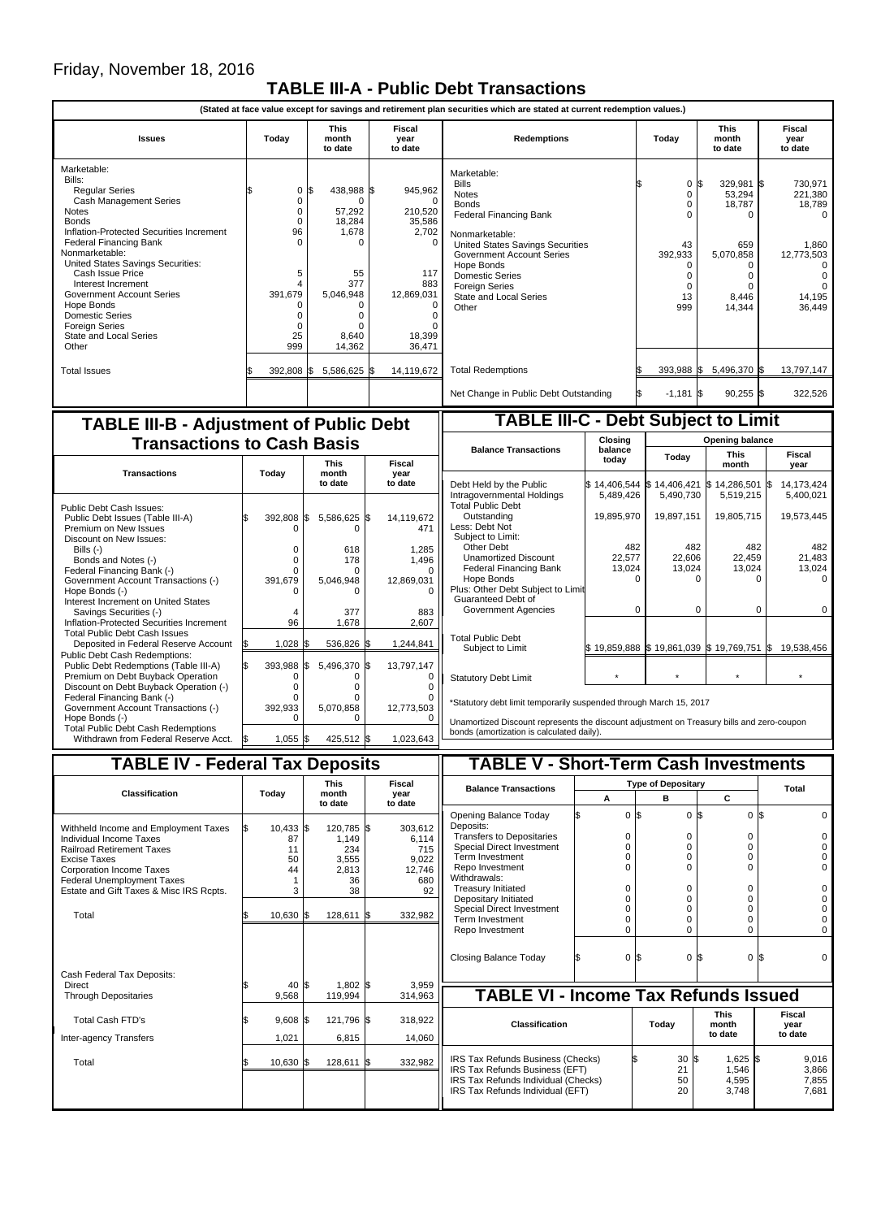Friday, November 18, 2016

# TABLE III-A - Public Debt Transactions

(Stated at face value except for savings and retirement plan securities which are stated at current redemption values.)

| Issues | Today | This month to date | Fiscal year to date |
|---|---|---|---|
| Marketable: | | | |
| Bills: | | | |
| Regular Series | $ 0 | $ 438,988 | $ 945,962 |
| Cash Management Series | 0 | 0 | 0 |
| Notes | 0 | 57,292 | 210,520 |
| Bonds | 0 | 18,284 | 35,586 |
| Inflation-Protected Securities Increment | 96 | 1,678 | 2,702 |
| Federal Financing Bank | 0 | 0 | 0 |
| Nonmarketable: | | | |
| United States Savings Securities: | | | |
| Cash Issue Price | 5 | 55 | 117 |
| Interest Increment | 4 | 377 | 883 |
| Government Account Series | 391,679 | 5,046,948 | 12,869,031 |
| Hope Bonds | 0 | 0 | 0 |
| Domestic Series | 0 | 0 | 0 |
| Foreign Series | 0 | 0 | 0 |
| State and Local Series | 25 | 8,640 | 18,399 |
| Other | 999 | 14,362 | 36,471 |
| Total Issues | $ 392,808 | $ 5,586,625 | $ 14,119,672 |

| Redemptions | Today | This month to date | Fiscal year to date |
|---|---|---|---|
| Marketable: | | | |
| Bills | $ 0 | $ 329,981 | $ 730,971 |
| Notes | 0 | 53,294 | 221,380 |
| Bonds | 0 | 18,787 | 18,789 |
| Federal Financing Bank | 0 | 0 | 0 |
| Nonmarketable: | | | |
| United States Savings Securities | 43 | 659 | 1,860 |
| Government Account Series | 392,933 | 5,070,858 | 12,773,503 |
| Hope Bonds | 0 | 0 | 0 |
| Domestic Series | 0 | 0 | 0 |
| Foreign Series | 0 | 0 | 0 |
| State and Local Series | 13 | 8,446 | 14,195 |
| Other | 999 | 14,344 | 36,449 |
| Total Redemptions | $ 393,988 | $ 5,496,370 | $ 13,797,147 |
| Net Change in Public Debt Outstanding | $ -1,181 | $ 90,255 | $ 322,526 |

# TABLE III-B - Adjustment of Public Debt Transactions to Cash Basis

| Transactions | Today | This month to date | Fiscal year to date |
|---|---|---|---|
| Public Debt Cash Issues: | | | |
| Public Debt Issues (Table III-A) | $ 392,808 | $ 5,586,625 | $ 14,119,672 |
| Premium on New Issues | 0 | 0 | 471 |
| Discount on New Issues: | | | |
| Bills (-) | 0 | 618 | 1,285 |
| Bonds and Notes (-) | 0 | 178 | 1,496 |
| Federal Financing Bank (-) | 0 | 0 | 0 |
| Government Account Transactions (-) | 391,679 | 5,046,948 | 12,869,031 |
| Hope Bonds (-) | 0 | 0 | 0 |
| Interest Increment on United States Savings Securities (-) | 4 | 377 | 883 |
| Inflation-Protected Securities Increment | 96 | 1,678 | 2,607 |
| Total Public Debt Cash Issues Deposited in Federal Reserve Account | $ 1,028 | $ 536,826 | $ 1,244,841 |
| Public Debt Cash Redemptions: | | | |
| Public Debt Redemptions (Table III-A) | $ 393,988 | $ 5,496,370 | $ 13,797,147 |
| Premium on Debt Buyback Operation | 0 | 0 | 0 |
| Discount on Debt Buyback Operation (-) | 0 | 0 | 0 |
| Federal Financing Bank (-) | 0 | 0 | 0 |
| Government Account Transactions (-) | 392,933 | 5,070,858 | 12,773,503 |
| Hope Bonds (-) | 0 | 0 | 0 |
| Total Public Debt Cash Redemptions Withdrawn from Federal Reserve Acct. | $ 1,055 | $ 425,512 | $ 1,023,643 |

# TABLE III-C - Debt Subject to Limit

| Balance Transactions | Closing balance today | Opening balance Today | Opening balance This month | Opening balance Fiscal year |
|---|---|---|---|---|
| Debt Held by the Public | $ 14,406,544 | $ 14,406,421 | $ 14,286,501 | $ 14,173,424 |
| Intragovernmental Holdings | 5,489,426 | 5,490,730 | 5,519,215 | 5,400,021 |
| Total Public Debt Outstanding | 19,895,970 | 19,897,151 | 19,805,715 | 19,573,445 |
| Less: Debt Not Subject to Limit: | | | | |
| Other Debt | 482 | 482 | 482 | 482 |
| Unamortized Discount | 22,577 | 22,606 | 22,459 | 21,483 |
| Federal Financing Bank | 13,024 | 13,024 | 13,024 | 13,024 |
| Hope Bonds | 0 | 0 | 0 | 0 |
| Plus: Other Debt Subject to Limit | | | | |
| Guaranteed Debt of Government Agencies | 0 | 0 | 0 | 0 |
| Total Public Debt Subject to Limit | $ 19,859,888 | $ 19,861,039 | $ 19,769,751 | $ 19,538,456 |
| Statutory Debt Limit | * | * | * | * |

*Statutory debt limit temporarily suspended through March 15, 2017

Unamortized Discount represents the discount adjustment on Treasury bills and zero-coupon bonds (amortization is calculated daily).

# TABLE IV - Federal Tax Deposits

| Classification | Today | This month to date | Fiscal year to date |
|---|---|---|---|
| Withheld Income and Employment Taxes | $ 10,433 | $ 120,785 | $ 303,612 |
| Individual Income Taxes | 87 | 1,149 | 6,114 |
| Railroad Retirement Taxes | 11 | 234 | 715 |
| Excise Taxes | 50 | 3,555 | 9,022 |
| Corporation Income Taxes | 44 | 2,813 | 12,746 |
| Federal Unemployment Taxes | 1 | 36 | 680 |
| Estate and Gift Taxes & Misc IRS Rcpts. | 3 | 38 | 92 |
| Total | $ 10,630 | $ 128,611 | $ 332,982 |
| Cash Federal Tax Deposits: | | | |
| Direct | $ 40 | $ 1,802 | $ 3,959 |
| Through Depositaries | 9,568 | 119,994 | 314,963 |
| Total Cash FTD's | $ 9,608 | $ 121,796 | $ 318,922 |
| Inter-agency Transfers | 1,021 | 6,815 | 14,060 |
| Total | $ 10,630 | $ 128,611 | $ 332,982 |

# TABLE V - Short-Term Cash Investments

| Balance Transactions | Type of Depositary A | Type of Depositary B | Type of Depositary C | Total |
|---|---|---|---|---|
| Opening Balance Today | $ 0 | $ 0 | $ 0 | $ 0 |
| Deposits: | | | | |
| Transfers to Depositaries | 0 | 0 | 0 | 0 |
| Special Direct Investment | 0 | 0 | 0 | 0 |
| Term Investment | 0 | 0 | 0 | 0 |
| Repo Investment | 0 | 0 | 0 | 0 |
| Withdrawals: | | | | |
| Treasury Initiated | 0 | 0 | 0 | 0 |
| Depositary Initiated | 0 | 0 | 0 | 0 |
| Special Direct Investment | 0 | 0 | 0 | 0 |
| Term Investment | 0 | 0 | 0 | 0 |
| Repo Investment | 0 | 0 | 0 | 0 |
| Closing Balance Today | $ 0 | $ 0 | $ 0 | $ 0 |

# TABLE VI - Income Tax Refunds Issued

| Classification | Today | This month to date | Fiscal year to date |
|---|---|---|---|
| IRS Tax Refunds Business (Checks) | $ 30 | $ 1,625 | $ 9,016 |
| IRS Tax Refunds Business (EFT) | 21 | 1,546 | 3,866 |
| IRS Tax Refunds Individual (Checks) | 50 | 4,595 | 7,855 |
| IRS Tax Refunds Individual (EFT) | 20 | 3,748 | 7,681 |